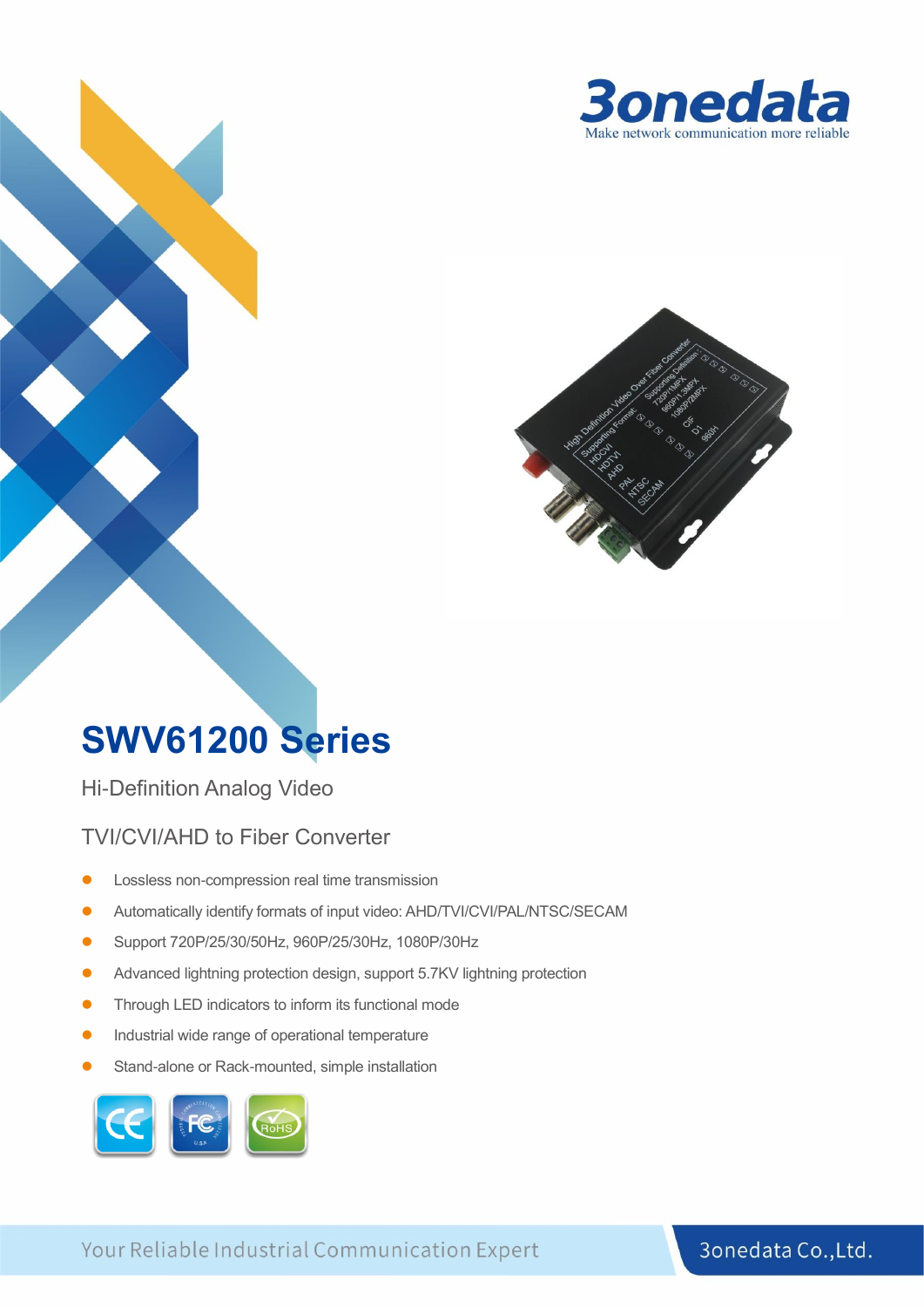# SWV61200 Series

Hi-Definition Analog Video

TVI/CVI/AHD to Fiber Converter

- Lossless non-compression real time transmission
- Automatically identify formats of input video: AHD/TVI/CVI/PAL/NTSC/SECAM
- Support 720P/25/30/50Hz, 960P/25/30Hz, 1080P/30Hz
- Advanced lightning protection design, support 5.7KV lightning protection
- Through LED indicators to inform its functional mode
- Industrial wide range of operational temperature
- Stand-alone or Rack-mounted, simple installation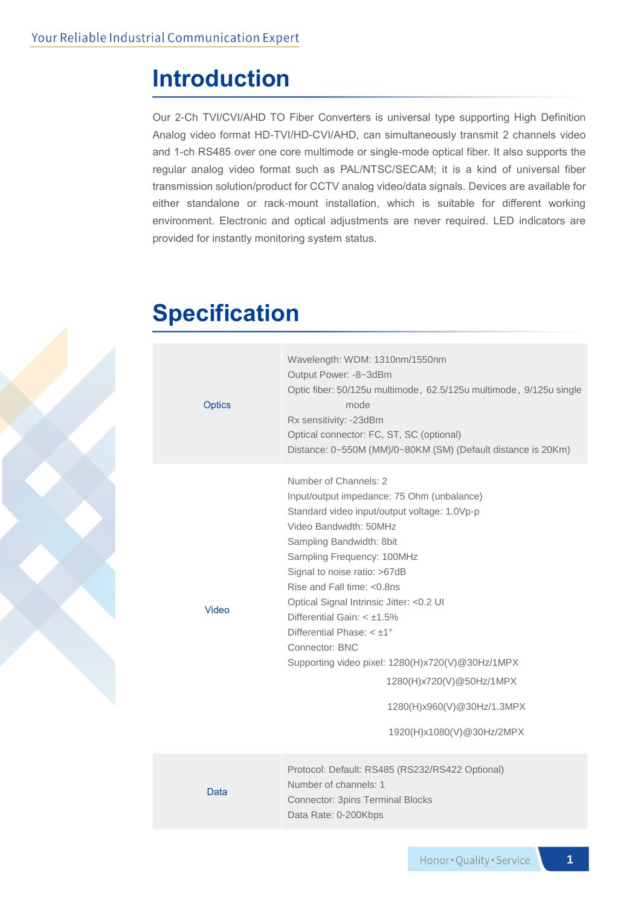# Introduction

Our 2-Ch TVI/CVI/AHD TO Fiber Converters is universal type supporting High Definition Analog video format HD-TVI/HD-CVI/AHD, can simultaneously transmit 2 channels video and 1-ch RS485 over one core multimode or single-mode optical fiber. It also supports the regular analog video format such as PAL/NTSC/SECAM; it is a kind of universal fiber transmission solution/product for CCTV analog video/data signals. Devices are available for either standalone or rack-mount installation, which is suitable for different working environment. Electronic and optical adjustments are never required. LED indicators are provided for instantly monitoring system status.

# Specification

| | |
|---|---|
| Optics | Wavelength: WDM: 1310nm/1550nm<br>Output Power: -8~3dBm<br>Optic fiber: 50/125u multimode，62.5/125u multimode，9/125u single mode<br>Rx sensitivity: -23dBm<br>Optical connector: FC, ST, SC (optional)<br>Distance: 0~550M (MM)/0~80KM (SM) (Default distance is 20Km) |
| Video | Number of Channels: 2<br>Input/output impedance: 75 Ohm (unbalance)<br>Standard video input/output voltage: 1.0Vp-p<br>Video Bandwidth: 50MHz<br>Sampling Bandwidth: 8bit<br>Sampling Frequency: 100MHz<br>Signal to noise ratio: >67dB<br>Rise and Fall time: <0.8ns<br>Optical Signal Intrinsic Jitter: <0.2 UI<br>Differential Gain: < ±1.5%<br>Differential Phase: < ±1°<br>Connector: BNC<br>Supporting video pixel: 1280(H)x720(V)@30Hz/1MPX<br>1280(H)x720(V)@50Hz/1MPX<br>1280(H)x960(V)@30Hz/1.3MPX<br>1920(H)x1080(V)@30Hz/2MPX |
| Data | Protocol: Default: RS485 (RS232/RS422 Optional)<br>Number of channels: 1<br>Connector: 3pins Terminal Blocks<br>Data Rate: 0-200Kbps |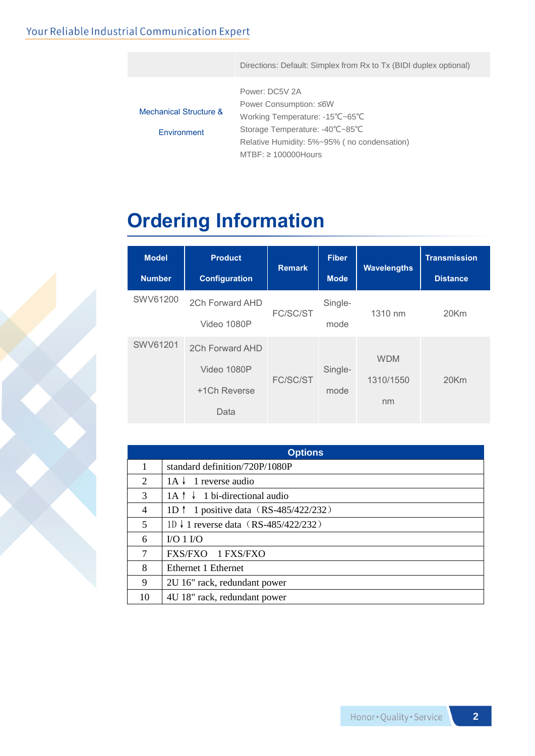| | |
|---|---|
| | Directions: Default: Simplex from Rx to Tx (BIDI duplex optional) |
| Mechanical Structure & Environment | Power: DC5V 2A<br>Power Consumption: ≤6W<br>Working Temperature: -15℃~65℃<br>Storage Temperature: -40℃~85℃<br>Relative Humidity: 5%~95% ( no condensation)<br>MTBF: ≥ 100000Hours |

# Ordering Information

| Model Number | Product Configuration | Remark | Fiber Mode | Wavelengths | Transmission Distance |
|---|---|---|---|---|---|
| SWV61200 | 2Ch Forward AHD Video 1080P | FC/SC/ST | Single-mode | 1310 nm | 20Km |
| SWV61201 | 2Ch Forward AHD Video 1080P +1Ch Reverse Data | FC/SC/ST | Single-mode | WDM 1310/1550 nm | 20Km |

| Options | |
|---|---|
| 1 | standard definition/720P/1080P |
| 2 | 1A ↓ 1 reverse audio |
| 3 | 1A ↑ ↓ 1 bi-directional audio |
| 4 | 1D ↑ 1 positive data（RS-485/422/232） |
| 5 | 1D ↓ 1 reverse data（RS-485/422/232） |
| 6 | I/O 1 I/O |
| 7 | FXS/FXO 1 FXS/FXO |
| 8 | Ethernet 1 Ethernet |
| 9 | 2U 16" rack, redundant power |
| 10 | 4U 18" rack, redundant power |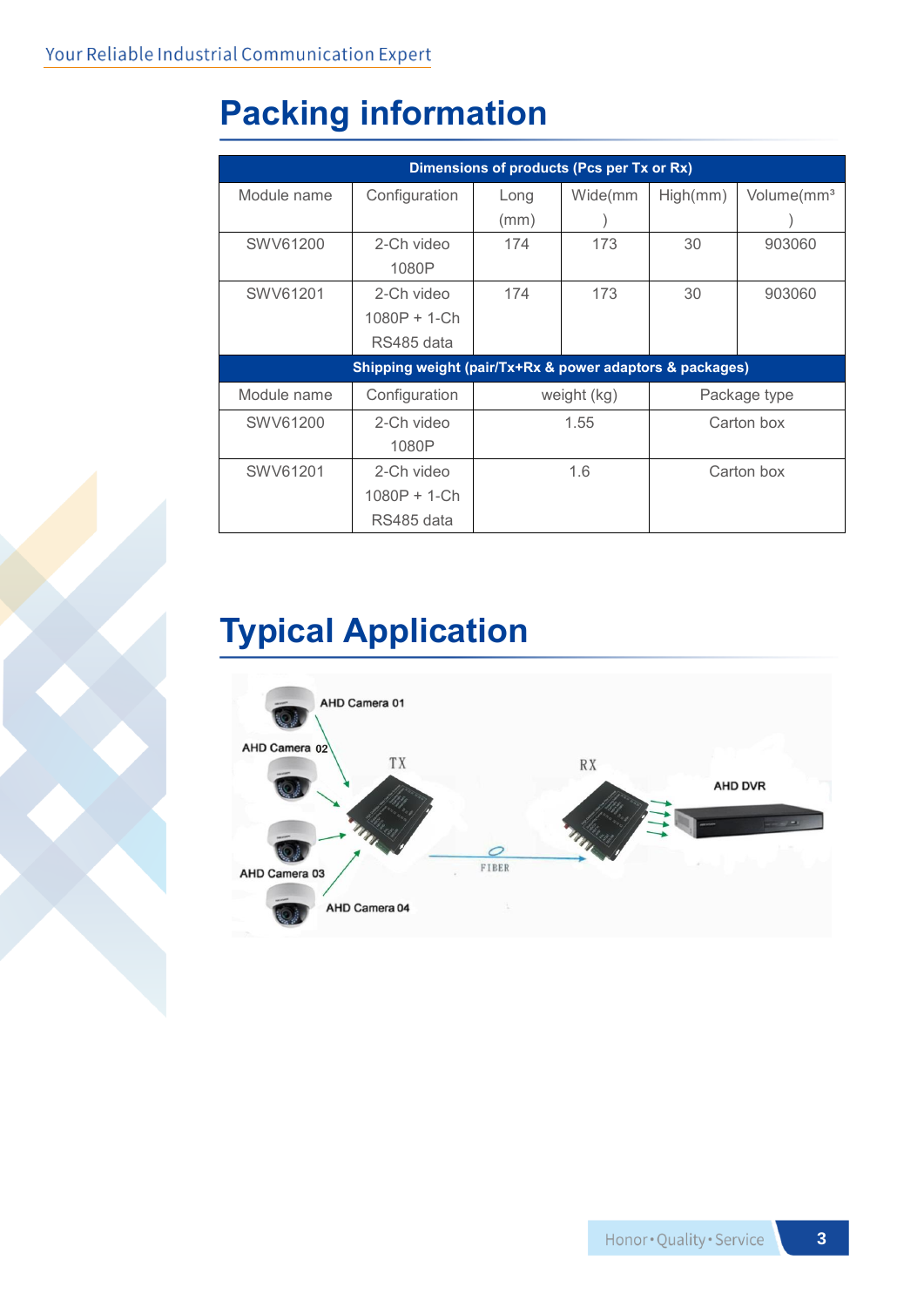# Packing information

| Dimensions of products (Pcs per Tx or Rx) | | | | | |
|---|---|---|---|---|---|
| Module name | Configuration | Long (mm) | Wide(mm) | High(mm) | Volume(mm³) |
| SWV61200 | 2-Ch video 1080P | 174 | 173 | 30 | 903060 |
| SWV61201 | 2-Ch video 1080P + 1-Ch RS485 data | 174 | 173 | 30 | 903060 |

| Shipping weight (pair/Tx+Rx & power adaptors & packages) | | | |
|---|---|---|---|
| Module name | Configuration | weight (kg) | Package type |
| SWV61200 | 2-Ch video 1080P | 1.55 | Carton box |
| SWV61201 | 2-Ch video 1080P + 1-Ch RS485 data | 1.6 | Carton box |

# Typical Application

AHD Camera 01

AHD Camera 02

AHD Camera 03

AHD Camera 04

TX

FIBER

RX

AHD DVR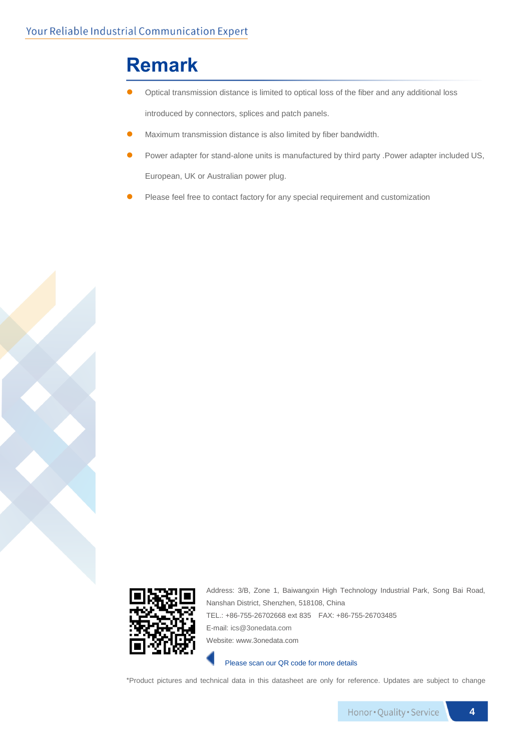# Remark

- Optical transmission distance is limited to optical loss of the fiber and any additional loss introduced by connectors, splices and patch panels.
- Maximum transmission distance is also limited by fiber bandwidth.
- Power adapter for stand-alone units is manufactured by third party .Power adapter included US, European, UK or Australian power plug.
- Please feel free to contact factory for any special requirement and customization

Address: 3/B, Zone 1, Baiwangxin High Technology Industrial Park, Song Bai Road, Nanshan District, Shenzhen, 518108, China

TEL.: +86-755-26702668 ext 835 FAX: +86-755-26703485

E-mail: ics@3onedata.com

Website: www.3onedata.com

Please scan our QR code for more details

*Product pictures and technical data in this datasheet are only for reference. Updates are subject to change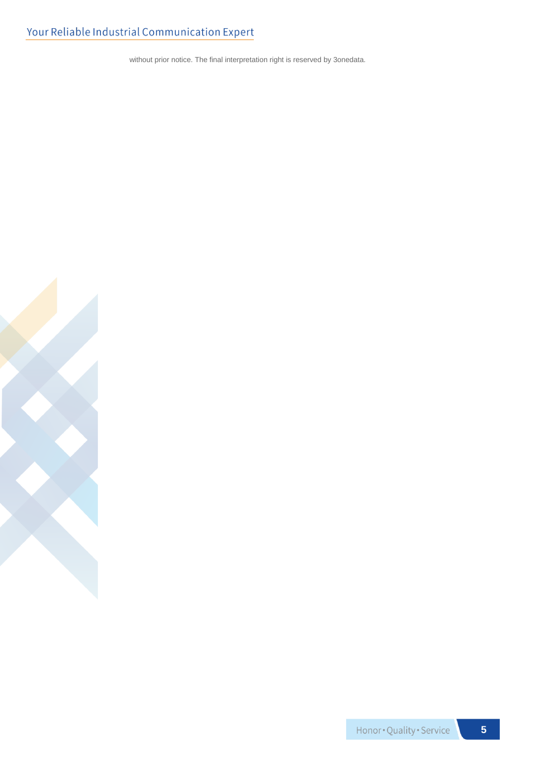without prior notice. The final interpretation right is reserved by 3onedata.